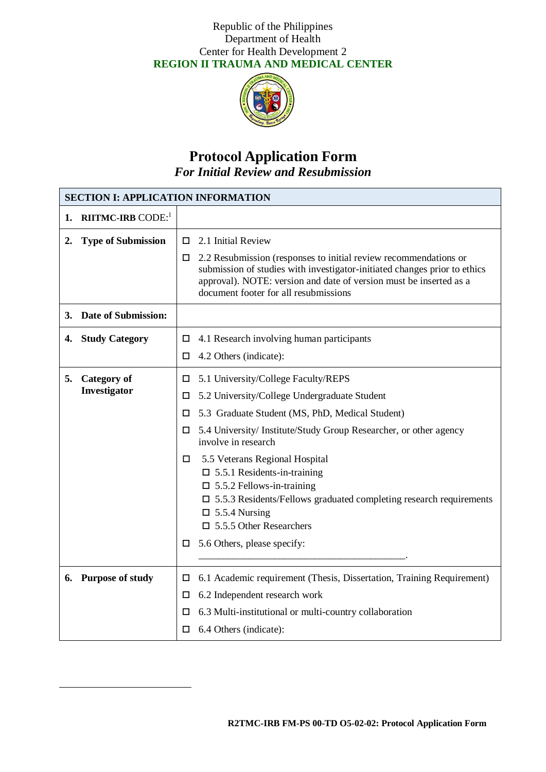Republic of the Philippines
Department of Health
Center for Health Development 2
**REGION II TRAUMA AND MEDICAL CENTER**

# Protocol Application Form
## *For Initial Review and Resubmission*

| SECTION I: APPLICATION INFORMATION | |
|---|---|
| 1. **RIITMC-IRB** CODE:[1] | |
| 2. **Type of Submission** | ☐ 2.1 Initial Review<br>☐ 2.2 Resubmission (responses to initial review recommendations or submission of studies with investigator-initiated changes prior to ethics approval). NOTE: version and date of version must be inserted as a document footer for all resubmissions |
| 3. **Date of Submission:** | |
| 4. **Study Category** | ☐ 4.1 Research involving human participants<br>☐ 4.2 Others (indicate): |
| 5. **Category of Investigator** | ☐ 5.1 University/College Faculty/REPS<br>☐ 5.2 University/College Undergraduate Student<br>☐ 5.3 Graduate Student (MS, PhD, Medical Student)<br>☐ 5.4 University/ Institute/Study Group Researcher, or other agency involve in research<br>☐ 5.5 Veterans Regional Hospital<br>&nbsp;&nbsp;☐ 5.5.1 Residents-in-training<br>&nbsp;&nbsp;☐ 5.5.2 Fellows-in-training<br>&nbsp;&nbsp;☐ 5.5.3 Residents/Fellows graduated completing research requirements<br>&nbsp;&nbsp;☐ 5.5.4 Nursing<br>&nbsp;&nbsp;☐ 5.5.5 Other Researchers<br>☐ 5.6 Others, please specify: ________________________________________. |
| 6. **Purpose of study** | ☐ 6.1 Academic requirement (Thesis, Dissertation, Training Requirement)<br>☐ 6.2 Independent research work<br>☐ 6.3 Multi-institutional or multi-country collaboration<br>☐ 6.4 Others (indicate): |

**R2TMC-IRB FM-PS 00-TD O5-02-02: Protocol Application Form**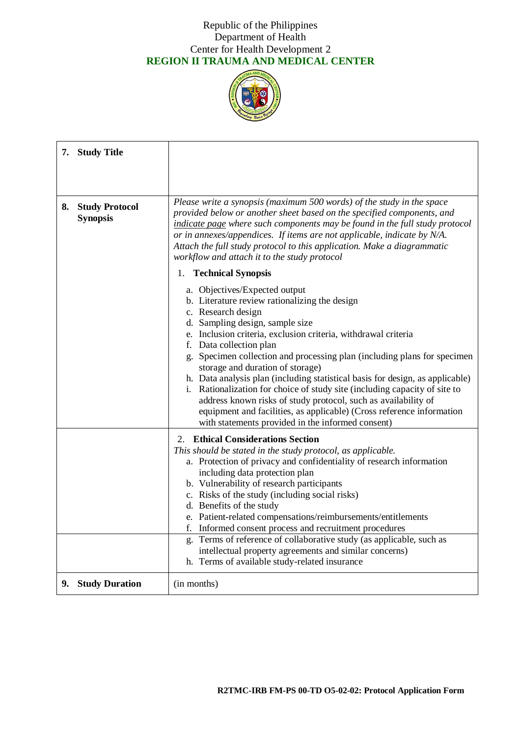| 7. **Study Title** | |
|---|---|
| 8. **Study Protocol Synopsis** | *Please write a synopsis (maximum 500 words) of the study in the space provided below or another sheet based on the specified components, and indicate page where such components may be found in the full study protocol or in annexes/appendices. If items are not applicable, indicate by N/A. Attach the full study protocol to this application. Make a diagrammatic workflow and attach it to the study protocol*<br><br>1. **Technical Synopsis**<br><br>a. Objectives/Expected output<br>b. Literature review rationalizing the design<br>c. Research design<br>d. Sampling design, sample size<br>e. Inclusion criteria, exclusion criteria, withdrawal criteria<br>f. Data collection plan<br>g. Specimen collection and processing plan (including plans for specimen storage and duration of storage)<br>h. Data analysis plan (including statistical basis for design, as applicable)<br>i. Rationalization for choice of study site (including capacity of site to address known risks of study protocol, such as availability of equipment and facilities, as applicable) (Cross reference information with statements provided in the informed consent) |
| | 2. **Ethical Considerations Section**<br>*This should be stated in the study protocol, as applicable.*<br>a. Protection of privacy and confidentiality of research information including data protection plan<br>b. Vulnerability of research participants<br>c. Risks of the study (including social risks)<br>d. Benefits of the study<br>e. Patient-related compensations/reimbursements/entitlements<br>f. Informed consent process and recruitment procedures |
| | g. Terms of reference of collaborative study (as applicable, such as intellectual property agreements and similar concerns)<br>h. Terms of available study-related insurance |
| 9. **Study Duration** | (in months) |

**R2TMC-IRB FM-PS 00-TD O5-02-02: Protocol Application Form**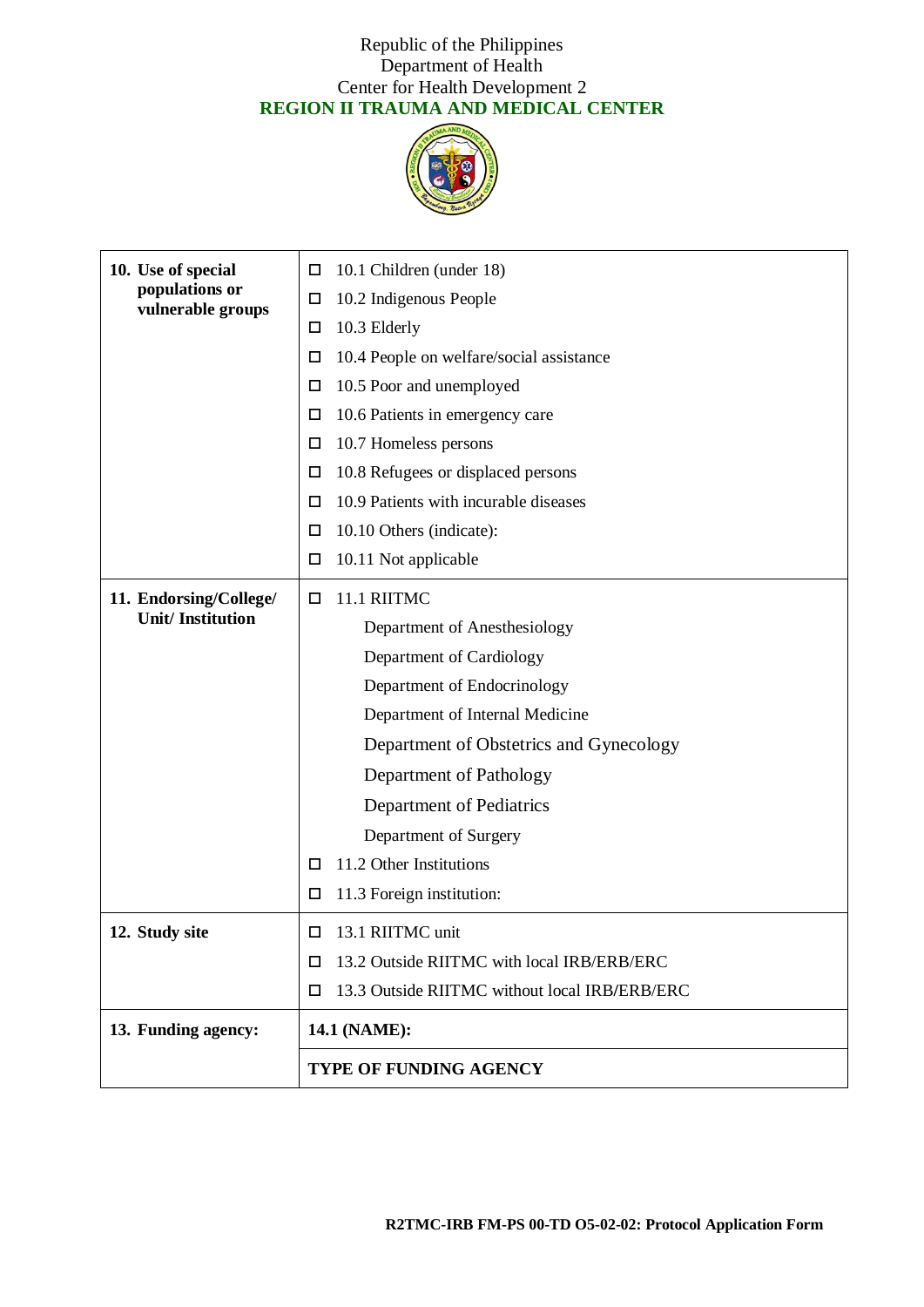Republic of the Philippines
Department of Health
Center for Health Development 2
**REGION II TRAUMA AND MEDICAL CENTER**

| | |
|---|---|
| **10. Use of special populations or vulnerable groups** | ☐ 10.1 Children (under 18)<br>☐ 10.2 Indigenous People<br>☐ 10.3 Elderly<br>☐ 10.4 People on welfare/social assistance<br>☐ 10.5 Poor and unemployed<br>☐ 10.6 Patients in emergency care<br>☐ 10.7 Homeless persons<br>☐ 10.8 Refugees or displaced persons<br>☐ 10.9 Patients with incurable diseases<br>☐ 10.10 Others (indicate):<br>☐ 10.11 Not applicable |
| **11. Endorsing/College/ Unit/ Institution** | ☐ 11.1 RIITMC<br>Department of Anesthesiology<br>Department of Cardiology<br>Department of Endocrinology<br>Department of Internal Medicine<br>Department of Obstetrics and Gynecology<br>Department of Pathology<br>Department of Pediatrics<br>Department of Surgery<br>☐ 11.2 Other Institutions<br>☐ 11.3 Foreign institution: |
| **12. Study site** | ☐ 13.1 RIITMC unit<br>☐ 13.2 Outside RIITMC with local IRB/ERB/ERC<br>☐ 13.3 Outside RIITMC without local IRB/ERB/ERC |
| **13. Funding agency:** | **14.1 (NAME):** |
| | **TYPE OF FUNDING AGENCY** |

**R2TMC-IRB FM-PS 00-TD O5-02-02: Protocol Application Form**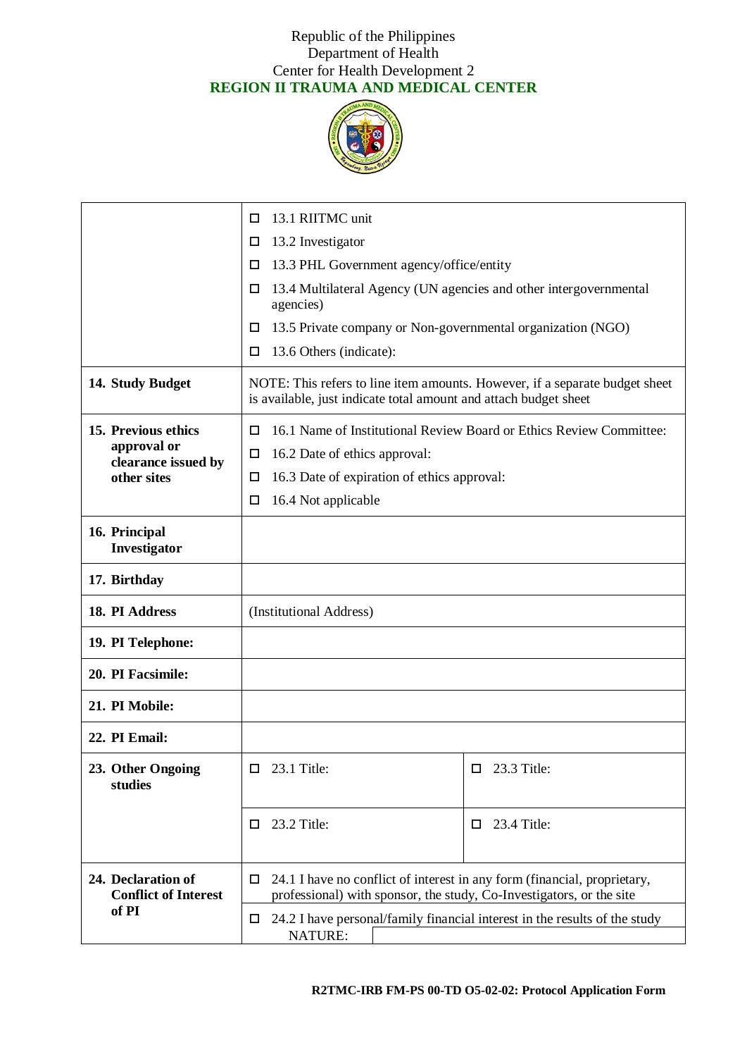Republic of the Philippines
Department of Health
Center for Health Development 2
**REGION II TRAUMA AND MEDICAL CENTER**

| | | |
|---|---|---|
| | ☐ 13.1 RIITMC unit<br>☐ 13.2 Investigator<br>☐ 13.3 PHL Government agency/office/entity<br>☐ 13.4 Multilateral Agency (UN agencies and other intergovernmental agencies)<br>☐ 13.5 Private company or Non-governmental organization (NGO)<br>☐ 13.6 Others (indicate): | |
| **14. Study Budget** | NOTE: This refers to line item amounts. However, if a separate budget sheet is available, just indicate total amount and attach budget sheet | |
| **15. Previous ethics approval or clearance issued by other sites** | ☐ 16.1 Name of Institutional Review Board or Ethics Review Committee:<br>☐ 16.2 Date of ethics approval:<br>☐ 16.3 Date of expiration of ethics approval:<br>☐ 16.4 Not applicable | |
| **16. Principal Investigator** | | |
| **17. Birthday** | | |
| **18. PI Address** | (Institutional Address) | |
| **19. PI Telephone:** | | |
| **20. PI Facsimile:** | | |
| **21. PI Mobile:** | | |
| **22. PI Email:** | | |
| **23. Other Ongoing studies** | ☐ 23.1 Title: | ☐ 23.3 Title: |
| | ☐ 23.2 Title: | ☐ 23.4 Title: |
| **24. Declaration of Conflict of Interest of PI** | ☐ 24.1 I have no conflict of interest in any form (financial, proprietary, professional) with sponsor, the study, Co-Investigators, or the site | |
| | ☐ 24.2 I have personal/family financial interest in the results of the study<br>NATURE: | |

**R2TMC-IRB FM-PS 00-TD O5-02-02: Protocol Application Form**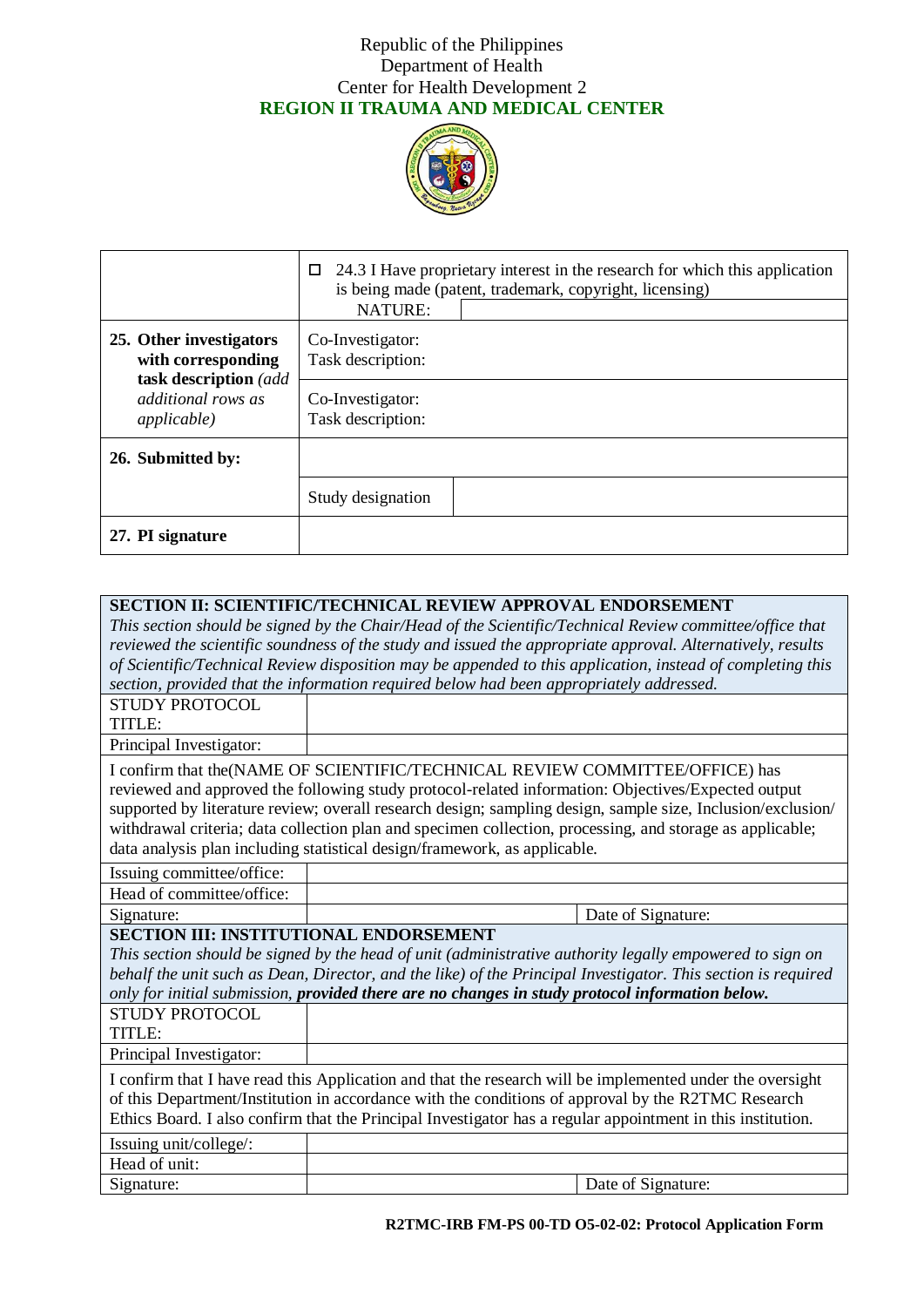Republic of the Philippines
Department of Health
Center for Health Development 2
**REGION II TRAUMA AND MEDICAL CENTER**

| | | |
|---|---|---|
| | ☐ 24.3 I Have proprietary interest in the research for which this application is being made (patent, trademark, copyright, licensing) NATURE: | |
| **25. Other investigators with corresponding task description** *(add additional rows as applicable)* | Co-Investigator: Task description: | |
| | Co-Investigator: Task description: | |
| **26. Submitted by:** | | |
| | Study designation | |
| **27. PI signature** | | |

| | | |
|---|---|---|
| **SECTION II: SCIENTIFIC/TECHNICAL REVIEW APPROVAL ENDORSEMENT** *This section should be signed by the Chair/Head of the Scientific/Technical Review committee/office that reviewed the scientific soundness of the study and issued the appropriate approval. Alternatively, results of Scientific/Technical Review disposition may be appended to this application, instead of completing this section, provided that the information required below had been appropriately addressed.* | | |
| STUDY PROTOCOL TITLE: | | |
| Principal Investigator: | | |
| I confirm that the(NAME OF SCIENTIFIC/TECHNICAL REVIEW COMMITTEE/OFFICE) has reviewed and approved the following study protocol-related information: Objectives/Expected output supported by literature review; overall research design; sampling design, sample size, Inclusion/exclusion/withdrawal criteria; data collection plan and specimen collection, processing, and storage as applicable; data analysis plan including statistical design/framework, as applicable. | | |
| Issuing committee/office: | | |
| Head of committee/office: | | |
| Signature: | | Date of Signature: |
| **SECTION III: INSTITUTIONAL ENDORSEMENT** *This section should be signed by the head of unit (administrative authority legally empowered to sign on behalf the unit such as Dean, Director, and the like) of the Principal Investigator. This section is required only for initial submission,* ***provided there are no changes in study protocol information below.*** | | |
| STUDY PROTOCOL TITLE: | | |
| Principal Investigator: | | |
| I confirm that I have read this Application and that the research will be implemented under the oversight of this Department/Institution in accordance with the conditions of approval by the R2TMC Research Ethics Board. I also confirm that the Principal Investigator has a regular appointment in this institution. | | |
| Issuing unit/college/: | | |
| Head of unit: | | |
| Signature: | | Date of Signature: |

**R2TMC-IRB FM-PS 00-TD O5-02-02: Protocol Application Form**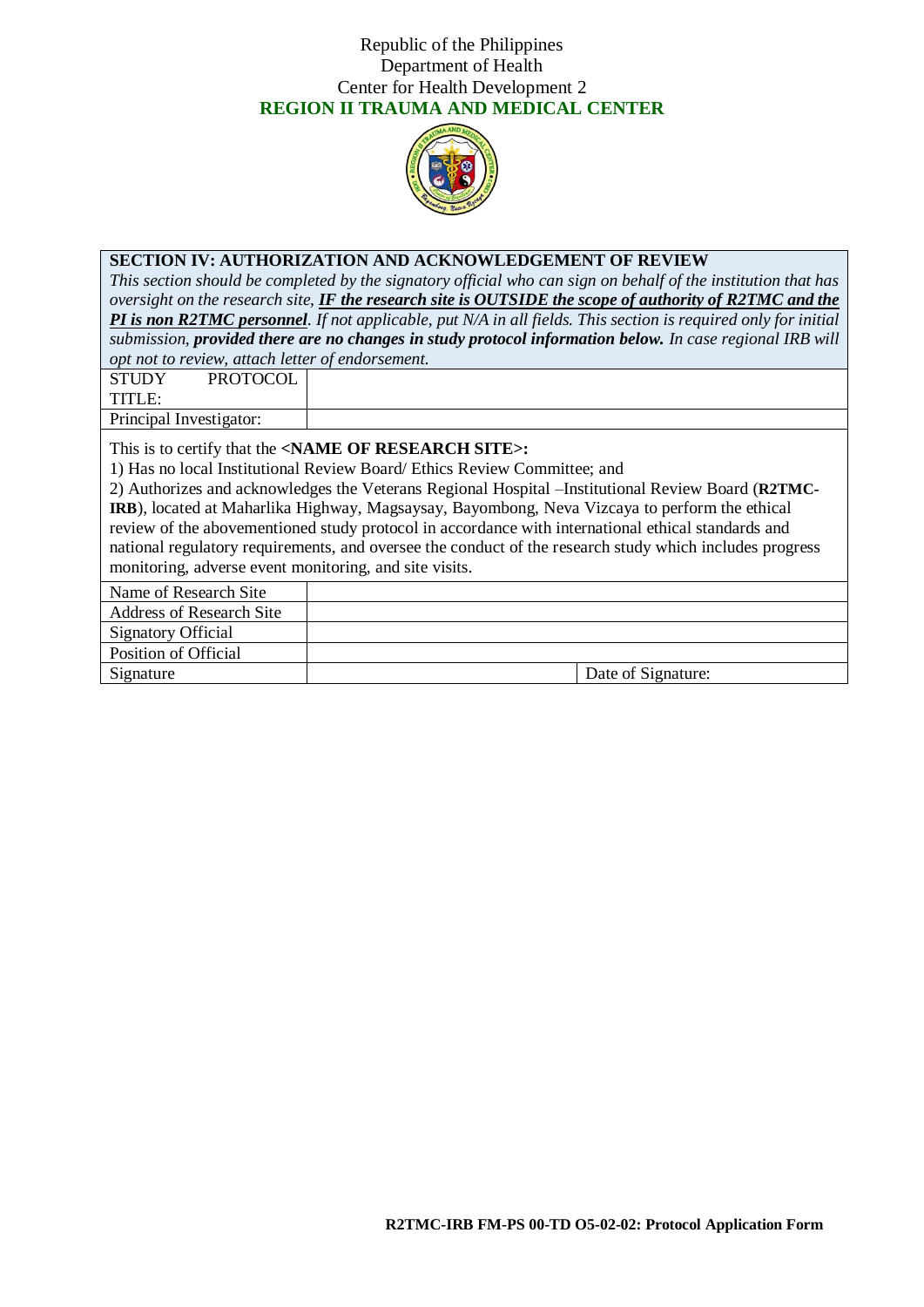Republic of the Philippines
Department of Health
Center for Health Development 2
**REGION II TRAUMA AND MEDICAL CENTER**

## SECTION IV: AUTHORIZATION AND ACKNOWLEDGEMENT OF REVIEW

*This section should be completed by the signatory official who can sign on behalf of the institution that has oversight on the research site, **IF the research site is OUTSIDE the scope of authority of R2TMC and the PI is non R2TMC personnel**. If not applicable, put N/A in all fields. This section is required only for initial submission, **provided there are no changes in study protocol information below.** In case regional IRB will opt not to review, attach letter of endorsement.*

| | |
|---|---|
| STUDY PROTOCOL TITLE: | |
| Principal Investigator: | |

This is to certify that the **<NAME OF RESEARCH SITE>:**

1) Has no local Institutional Review Board/ Ethics Review Committee; and

2) Authorizes and acknowledges the Veterans Regional Hospital –Institutional Review Board (**R2TMC-IRB**), located at Maharlika Highway, Magsaysay, Bayombong, Neva Vizcaya to perform the ethical review of the abovementioned study protocol in accordance with international ethical standards and national regulatory requirements, and oversee the conduct of the research study which includes progress monitoring, adverse event monitoring, and site visits.

| | | |
|---|---|---|
| Name of Research Site | | |
| Address of Research Site | | |
| Signatory Official | | |
| Position of Official | | |
| Signature | | Date of Signature: |

**R2TMC-IRB FM-PS 00-TD O5-02-02: Protocol Application Form**